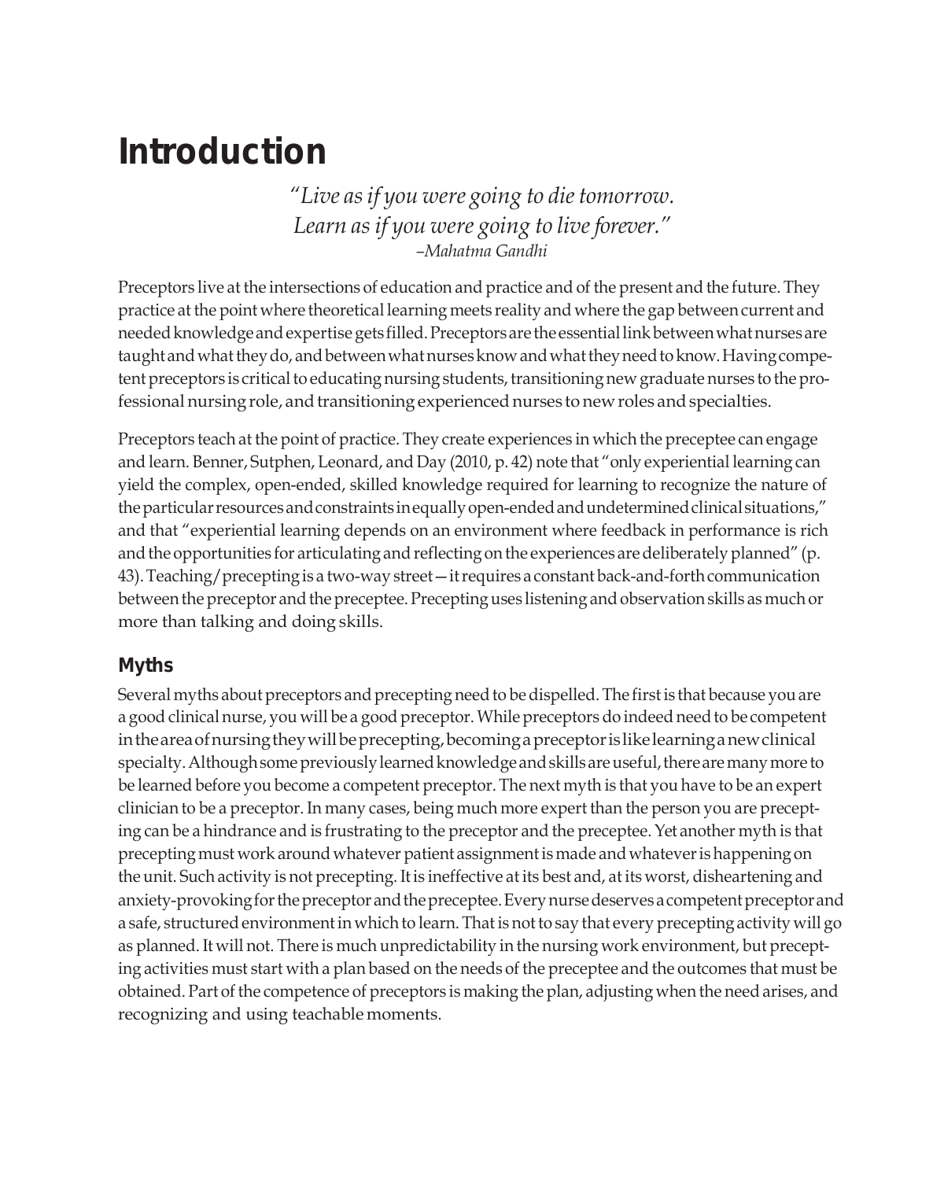# Introduction

*"Live as if you were going to die tomorrow.*
*Learn as if you were going to live forever."*
*–Mahatma Gandhi*

Preceptors live at the intersections of education and practice and of the present and the future. They practice at the point where theoretical learning meets reality and where the gap between current and needed knowledge and expertise gets filled. Preceptors are the essential link between what nurses are taught and what they do, and between what nurses know and what they need to know. Having competent preceptors is critical to educating nursing students, transitioning new graduate nurses to the professional nursing role, and transitioning experienced nurses to new roles and specialties.

Preceptors teach at the point of practice. They create experiences in which the preceptee can engage and learn. Benner, Sutphen, Leonard, and Day (2010, p. 42) note that "only experiential learning can yield the complex, open-ended, skilled knowledge required for learning to recognize the nature of the particular resources and constraints in equally open-ended and undetermined clinical situations," and that "experiential learning depends on an environment where feedback in performance is rich and the opportunities for articulating and reflecting on the experiences are deliberately planned" (p. 43). Teaching/precepting is a two-way street—it requires a constant back-and-forth communication between the preceptor and the preceptee. Precepting uses listening and observation skills as much or more than talking and doing skills.

## Myths

Several myths about preceptors and precepting need to be dispelled. The first is that because you are a good clinical nurse, you will be a good preceptor. While preceptors do indeed need to be competent in the area of nursing they will be precepting, becoming a preceptor is like learning a new clinical specialty. Although some previously learned knowledge and skills are useful, there are many more to be learned before you become a competent preceptor. The next myth is that you have to be an expert clinician to be a preceptor. In many cases, being much more expert than the person you are precepting can be a hindrance and is frustrating to the preceptor and the preceptee. Yet another myth is that precepting must work around whatever patient assignment is made and whatever is happening on the unit. Such activity is not precepting. It is ineffective at its best and, at its worst, disheartening and anxiety-provoking for the preceptor and the preceptee. Every nurse deserves a competent preceptor and a safe, structured environment in which to learn. That is not to say that every precepting activity will go as planned. It will not. There is much unpredictability in the nursing work environment, but precepting activities must start with a plan based on the needs of the preceptee and the outcomes that must be obtained. Part of the competence of preceptors is making the plan, adjusting when the need arises, and recognizing and using teachable moments.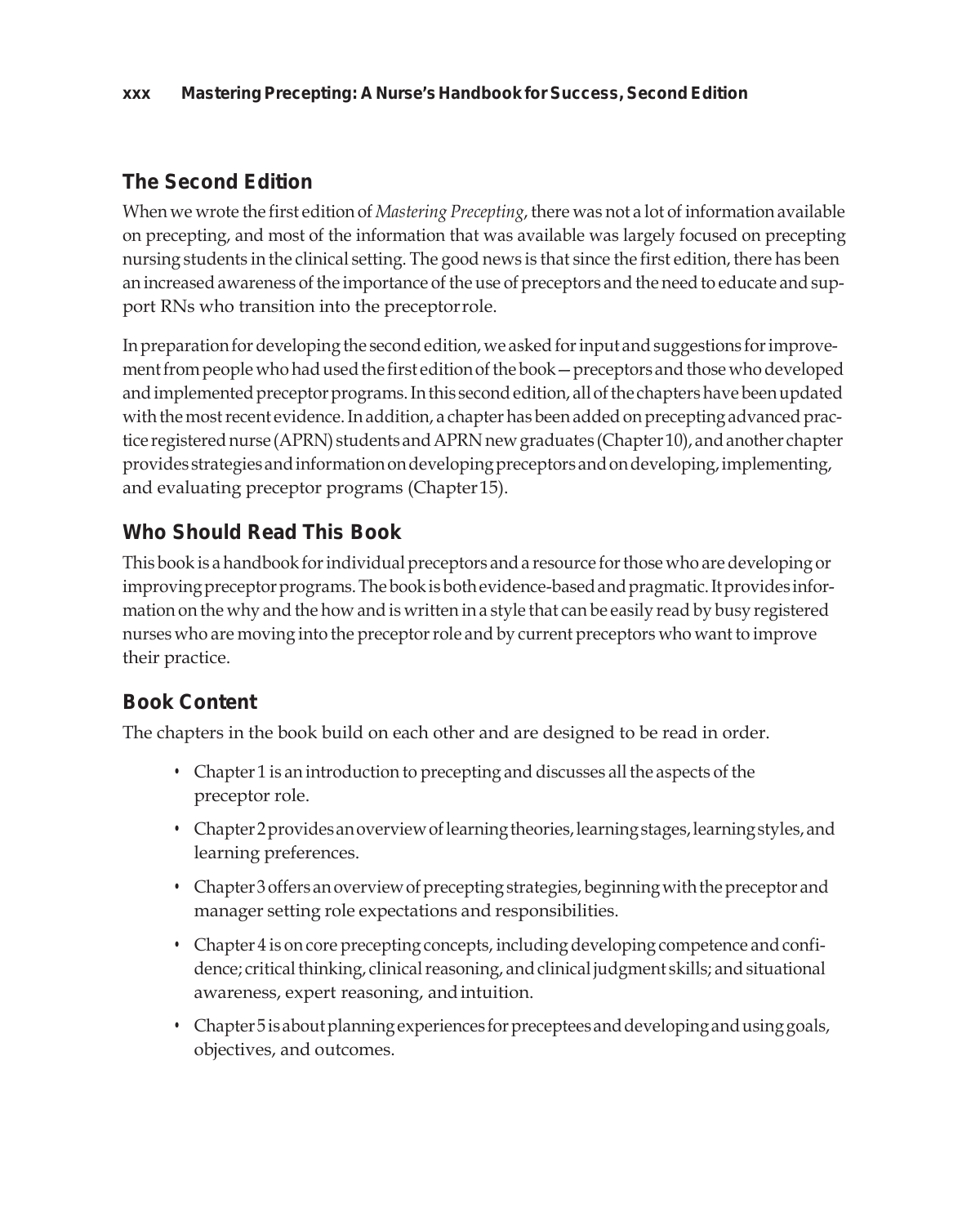## The Second Edition

When we wrote the first edition of *Mastering Precepting*, there was not a lot of information available on precepting, and most of the information that was available was largely focused on precepting nursing students in the clinical setting. The good news is that since the first edition, there has been an increased awareness of the importance of the use of preceptors and the need to educate and support RNs who transition into the preceptor role.

In preparation for developing the second edition, we asked for input and suggestions for improvement from people who had used the first edition of the book—preceptors and those who developed and implemented preceptor programs. In this second edition, all of the chapters have been updated with the most recent evidence. In addition, a chapter has been added on precepting advanced practice registered nurse (APRN) students and APRN new graduates (Chapter 10), and another chapter provides strategies and information on developing preceptors and on developing, implementing, and evaluating preceptor programs (Chapter 15).

## Who Should Read This Book

This book is a handbook for individual preceptors and a resource for those who are developing or improving preceptor programs. The book is both evidence-based and pragmatic. It provides information on the why and the how and is written in a style that can be easily read by busy registered nurses who are moving into the preceptor role and by current preceptors who want to improve their practice.

## Book Content

The chapters in the book build on each other and are designed to be read in order.

- Chapter 1 is an introduction to precepting and discusses all the aspects of the preceptor role.
- Chapter 2 provides an overview of learning theories, learning stages, learning styles, and learning preferences.
- Chapter 3 offers an overview of precepting strategies, beginning with the preceptor and manager setting role expectations and responsibilities.
- Chapter 4 is on core precepting concepts, including developing competence and confidence; critical thinking, clinical reasoning, and clinical judgment skills; and situational awareness, expert reasoning, and intuition.
- Chapter 5 is about planning experiences for preceptees and developing and using goals, objectives, and outcomes.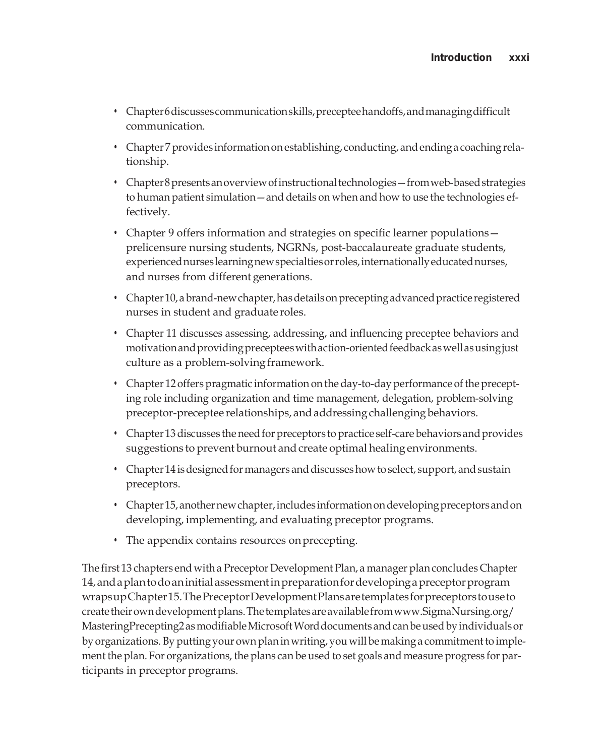- Chapter 6 discusses communication skills, preceptee handoffs, and managing difficult communication.
- Chapter 7 provides information on establishing, conducting, and ending a coaching relationship.
- Chapter 8 presents an overview of instructional technologies—from web-based strategies to human patient simulation—and details on when and how to use the technologies effectively.
- Chapter 9 offers information and strategies on specific learner populations—prelicensure nursing students, NGRNs, post-baccalaureate graduate students, experienced nurses learning new specialties or roles, internationally educated nurses, and nurses from different generations.
- Chapter 10, a brand-new chapter, has details on precepting advanced practice registered nurses in student and graduate roles.
- Chapter 11 discusses assessing, addressing, and influencing preceptee behaviors and motivation and providing preceptees with action-oriented feedback as well as using just culture as a problem-solving framework.
- Chapter 12 offers pragmatic information on the day-to-day performance of the precepting role including organization and time management, delegation, problem-solving preceptor-preceptee relationships, and addressing challenging behaviors.
- Chapter 13 discusses the need for preceptors to practice self-care behaviors and provides suggestions to prevent burnout and create optimal healing environments.
- Chapter 14 is designed for managers and discusses how to select, support, and sustain preceptors.
- Chapter 15, another new chapter, includes information on developing preceptors and on developing, implementing, and evaluating preceptor programs.
- The appendix contains resources on precepting.

The first 13 chapters end with a Preceptor Development Plan, a manager plan concludes Chapter 14, and a plan to do an initial assessment in preparation for developing a preceptor program wraps up Chapter 15. The Preceptor Development Plans are templates for preceptors to use to create their own development plans. The templates are available from www.SigmaNursing.org/MasteringPrecepting2 as modifiable Microsoft Word documents and can be used by individuals or by organizations. By putting your own plan in writing, you will be making a commitment to implement the plan. For organizations, the plans can be used to set goals and measure progress for participants in preceptor programs.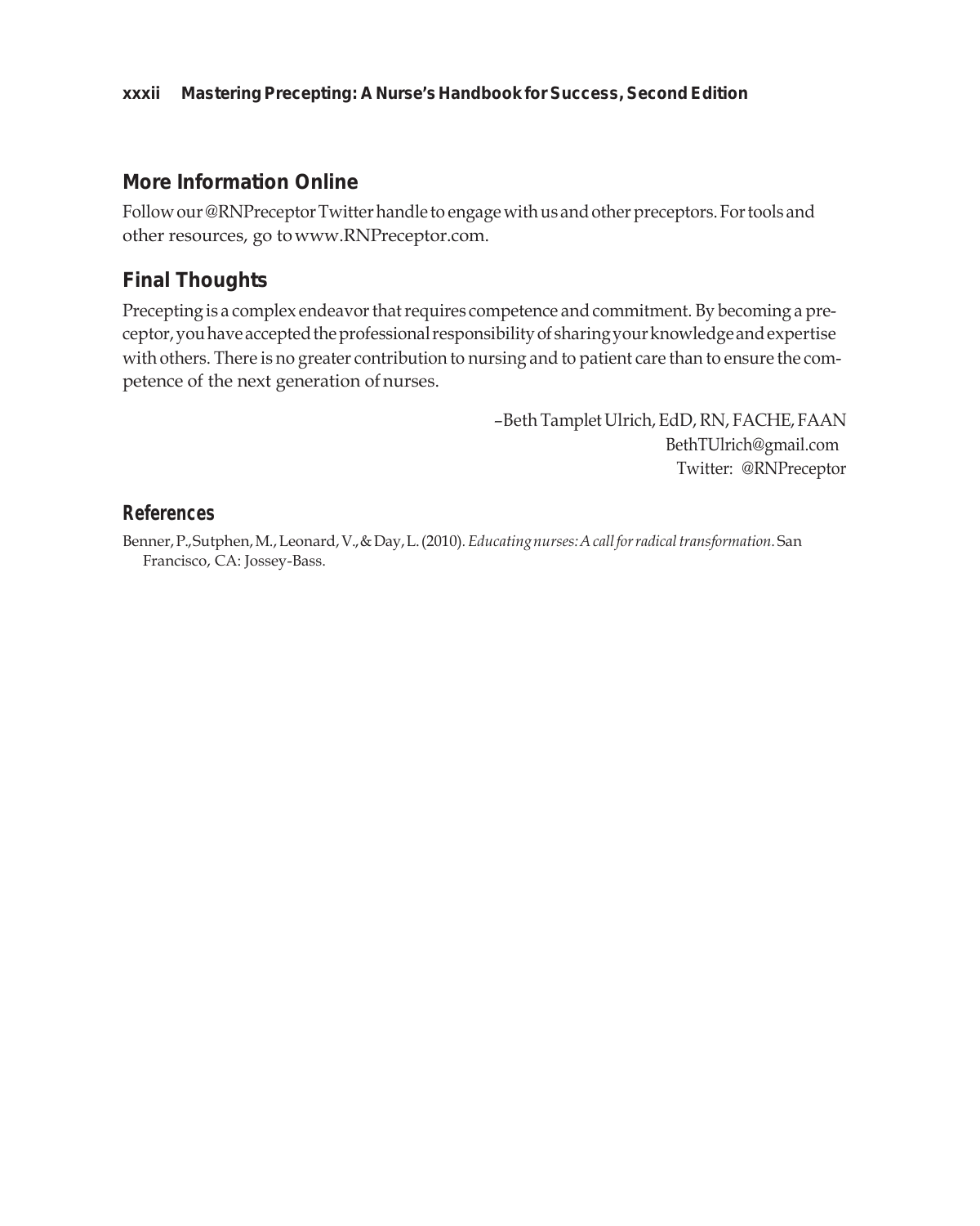## More Information Online

Follow our @RNPreceptor Twitter handle to engage with us and other preceptors. For tools and other resources, go to www.RNPreceptor.com.

## Final Thoughts

Precepting is a complex endeavor that requires competence and commitment. By becoming a preceptor, you have accepted the professional responsibility of sharing your knowledge and expertise with others. There is no greater contribution to nursing and to patient care than to ensure the competence of the next generation of nurses.

–Beth Tamplet Ulrich, EdD, RN, FACHE, FAAN
BethTUlrich@gmail.com
Twitter: @RNPreceptor

### References

Benner, P., Sutphen, M., Leonard, V., & Day, L. (2010). *Educating nurses: A call for radical transformation.* San Francisco, CA: Jossey-Bass.